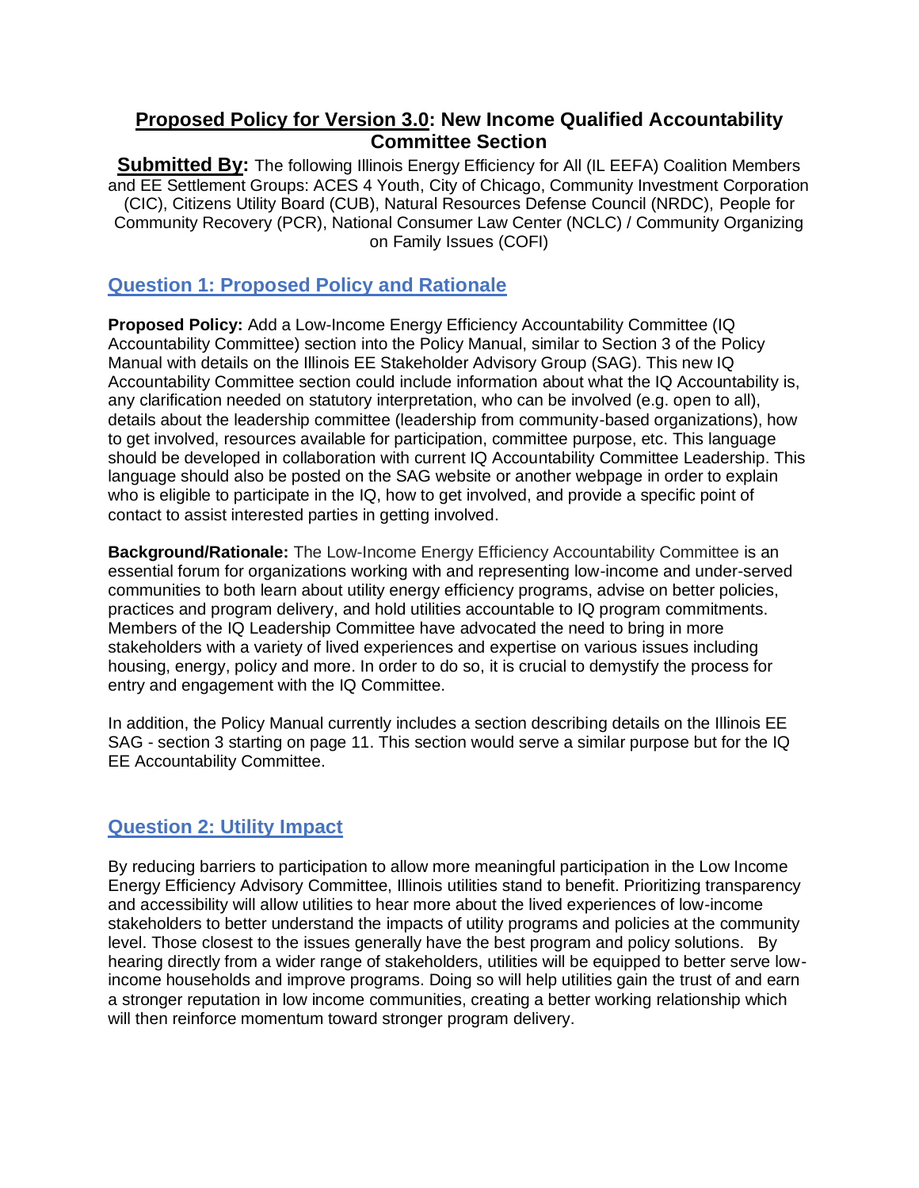## **<u>Proposed Policy for Version 3.0</u>: New Income Qualified Accountability Committee Section**

**<u>Submitted By</u>:** The following Illinois Energy Efficiency for All (IL EEFA) Coalition Members and EE Settlement Groups: ACES 4 Youth, City of Chicago, Community Investment Corporation (CIC), Citizens Utility Board (CUB), Natural Resources Defense Council (NRDC), People for Community Recovery (PCR), National Consumer Law Center (NCLC) / Community Organizing on Family Issues (COFI)

## Question 1: Proposed Policy and Rationale

**Proposed Policy:** Add a Low-Income Energy Efficiency Accountability Committee (IQ Accountability Committee) section into the Policy Manual, similar to Section 3 of the Policy Manual with details on the Illinois EE Stakeholder Advisory Group (SAG). This new IQ Accountability Committee section could include information about what the IQ Accountability is, any clarification needed on statutory interpretation, who can be involved (e.g. open to all), details about the leadership committee (leadership from community-based organizations), how to get involved, resources available for participation, committee purpose, etc. This language should be developed in collaboration with current IQ Accountability Committee Leadership. This language should also be posted on the SAG website or another webpage in order to explain who is eligible to participate in the IQ, how to get involved, and provide a specific point of contact to assist interested parties in getting involved.

**Background/Rationale:** The Low-Income Energy Efficiency Accountability Committee is an essential forum for organizations working with and representing low-income and under-served communities to both learn about utility energy efficiency programs, advise on better policies, practices and program delivery, and hold utilities accountable to IQ program commitments. Members of the IQ Leadership Committee have advocated the need to bring in more stakeholders with a variety of lived experiences and expertise on various issues including housing, energy, policy and more. In order to do so, it is crucial to demystify the process for entry and engagement with the IQ Committee.

In addition, the Policy Manual currently includes a section describing details on the Illinois EE SAG - section 3 starting on page 11. This section would serve a similar purpose but for the IQ EE Accountability Committee.

## Question 2: Utility Impact

By reducing barriers to participation to allow more meaningful participation in the Low Income Energy Efficiency Advisory Committee, Illinois utilities stand to benefit. Prioritizing transparency and accessibility will allow utilities to hear more about the lived experiences of low-income stakeholders to better understand the impacts of utility programs and policies at the community level. Those closest to the issues generally have the best program and policy solutions. By hearing directly from a wider range of stakeholders, utilities will be equipped to better serve low-income households and improve programs. Doing so will help utilities gain the trust of and earn a stronger reputation in low income communities, creating a better working relationship which will then reinforce momentum toward stronger program delivery.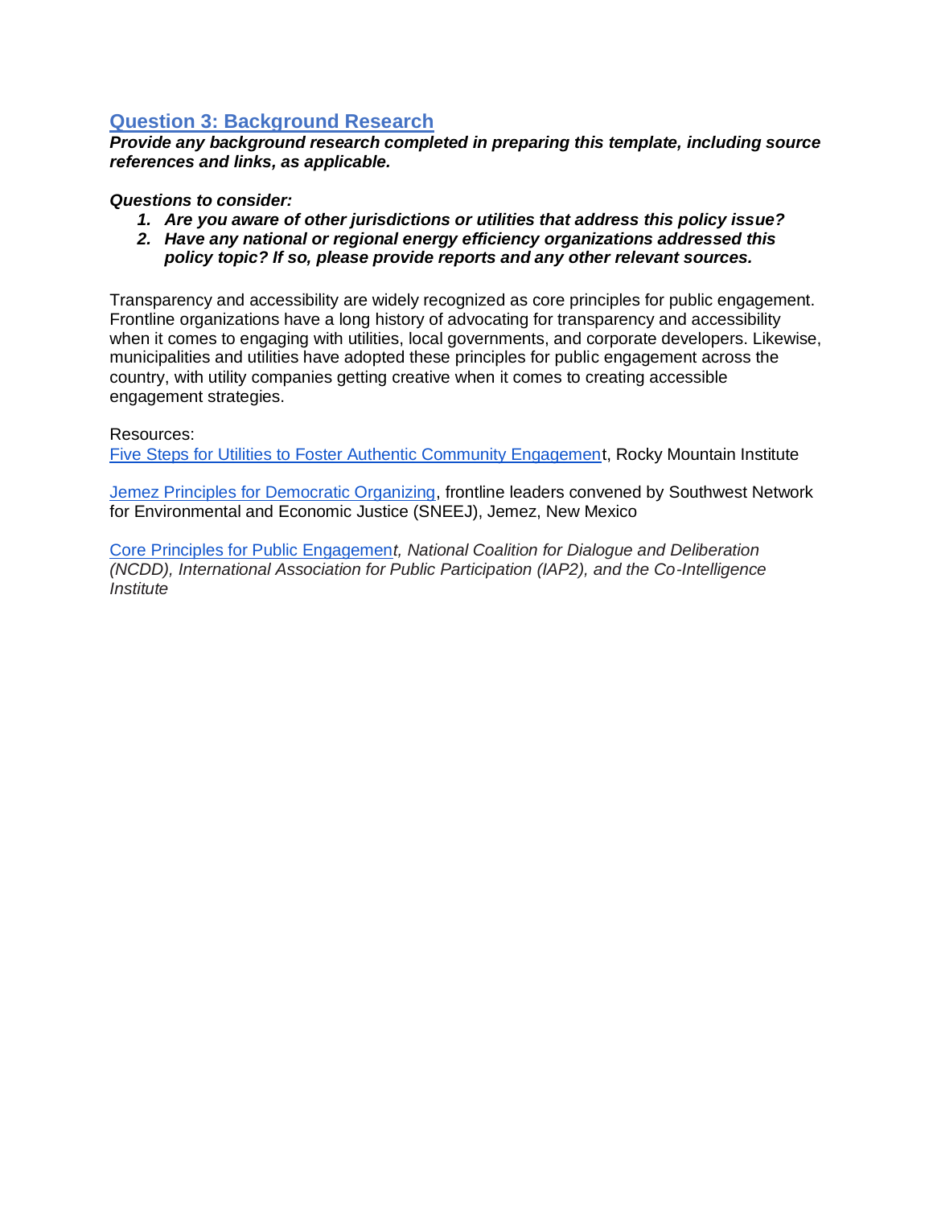## Question 3: Background Research

***Provide any background research completed in preparing this template, including source references and links, as applicable.***

***Questions to consider:***

1. ***Are you aware of other jurisdictions or utilities that address this policy issue?***
2. ***Have any national or regional energy efficiency organizations addressed this policy topic? If so, please provide reports and any other relevant sources.***

Transparency and accessibility are widely recognized as core principles for public engagement. Frontline organizations have a long history of advocating for transparency and accessibility when it comes to engaging with utilities, local governments, and corporate developers. Likewise, municipalities and utilities have adopted these principles for public engagement across the country, with utility companies getting creative when it comes to creating accessible engagement strategies.

Resources:

Five Steps for Utilities to Foster Authentic Community Engagement, Rocky Mountain Institute

Jemez Principles for Democratic Organizing, frontline leaders convened by Southwest Network for Environmental and Economic Justice (SNEEJ), Jemez, New Mexico

Core Principles for Public Engagement*, National Coalition for Dialogue and Deliberation (NCDD), International Association for Public Participation (IAP2), and the Co-Intelligence Institute*